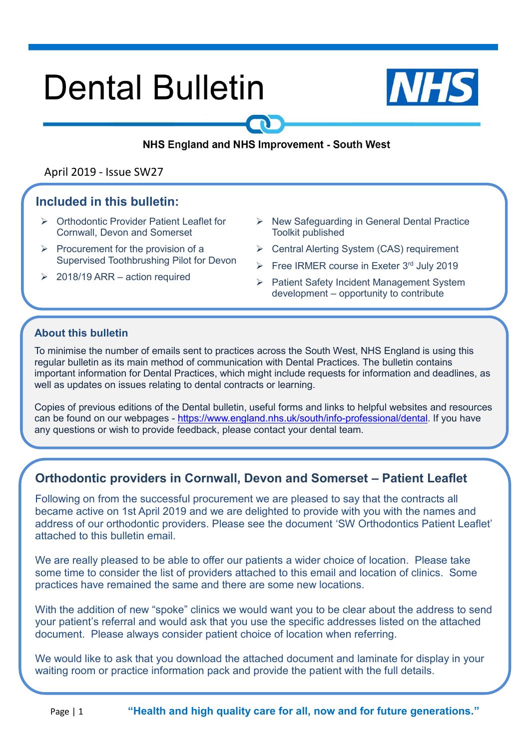# Dental Bulletin

**NHS England and NHS Improvement - South West**

April 2019 - Issue SW27

## Included in this bulletin:

- Orthodontic Provider Patient Leaflet for Cornwall, Devon and Somerset
- Procurement for the provision of a Supervised Toothbrushing Pilot for Devon
- 2018/19 ARR – action required
- New Safeguarding in General Dental Practice Toolkit published
- Central Alerting System (CAS) requirement
- Free IRMER course in Exeter 3rd July 2019
- Patient Safety Incident Management System development – opportunity to contribute

### About this bulletin

To minimise the number of emails sent to practices across the South West, NHS England is using this regular bulletin as its main method of communication with Dental Practices. The bulletin contains important information for Dental Practices, which might include requests for information and deadlines, as well as updates on issues relating to dental contracts or learning.

Copies of previous editions of the Dental bulletin, useful forms and links to helpful websites and resources can be found on our webpages - https://www.england.nhs.uk/south/info-professional/dental. If you have any questions or wish to provide feedback, please contact your dental team.

## Orthodontic providers in Cornwall, Devon and Somerset – Patient Leaflet

Following on from the successful procurement we are pleased to say that the contracts all became active on 1st April 2019 and we are delighted to provide with you with the names and address of our orthodontic providers. Please see the document 'SW Orthodontics Patient Leaflet' attached to this bulletin email.

We are really pleased to be able to offer our patients a wider choice of location. Please take some time to consider the list of providers attached to this email and location of clinics. Some practices have remained the same and there are some new locations.

With the addition of new "spoke" clinics we would want you to be clear about the address to send your patient's referral and would ask that you use the specific addresses listed on the attached document. Please always consider patient choice of location when referring.

We would like to ask that you download the attached document and laminate for display in your waiting room or practice information pack and provide the patient with the full details.

**"Health and high quality care for all, now and for future generations."**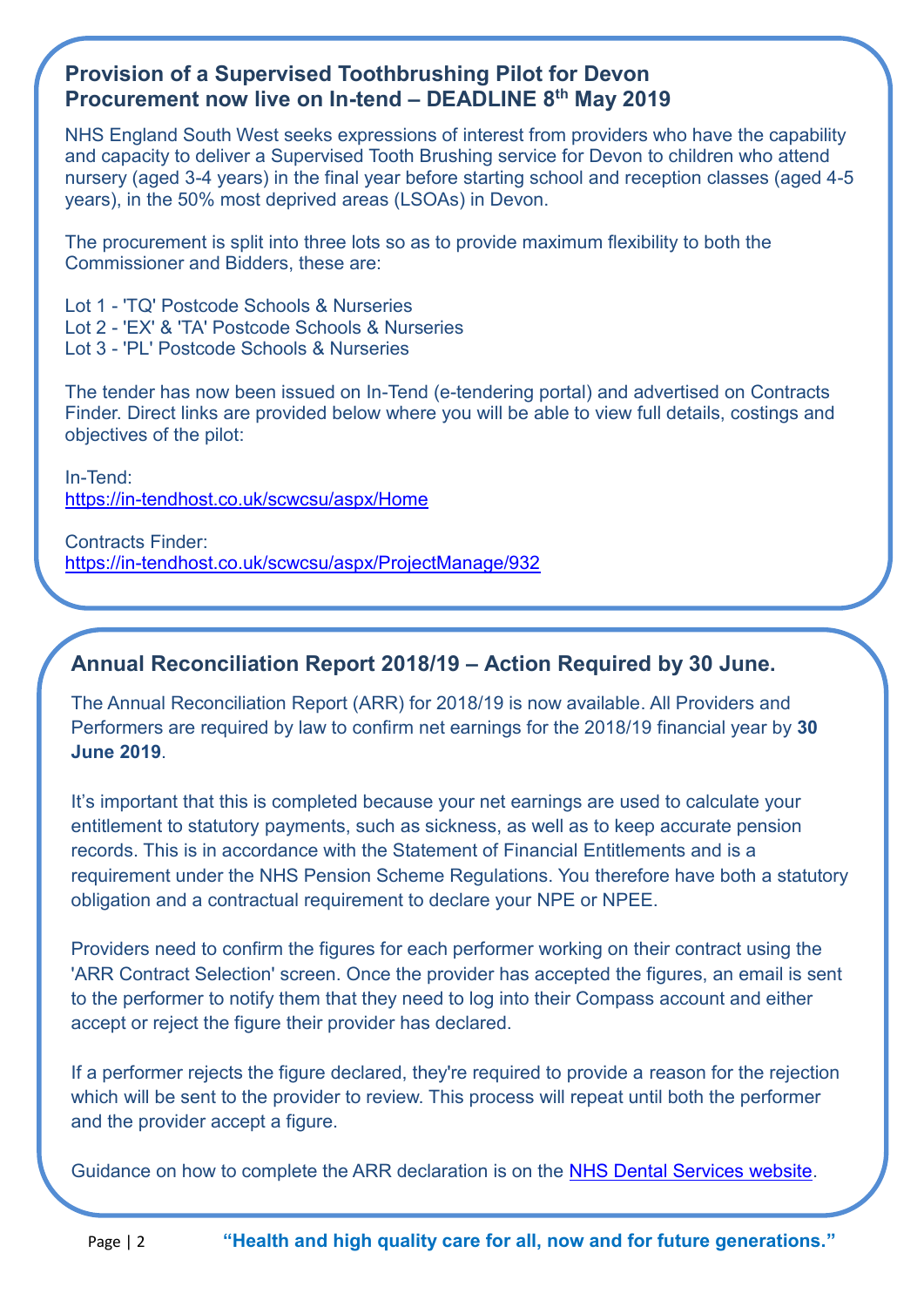## Provision of a Supervised Toothbrushing Pilot for Devon Procurement now live on In-tend – DEADLINE 8th May 2019

NHS England South West seeks expressions of interest from providers who have the capability and capacity to deliver a Supervised Tooth Brushing service for Devon to children who attend nursery (aged 3-4 years) in the final year before starting school and reception classes (aged 4-5 years), in the 50% most deprived areas (LSOAs) in Devon.

The procurement is split into three lots so as to provide maximum flexibility to both the Commissioner and Bidders, these are:

Lot 1 - 'TQ' Postcode Schools & Nurseries
Lot 2 - 'EX' & 'TA' Postcode Schools & Nurseries
Lot 3 - 'PL' Postcode Schools & Nurseries

The tender has now been issued on In-Tend (e-tendering portal) and advertised on Contracts Finder. Direct links are provided below where you will be able to view full details, costings and objectives of the pilot:

In-Tend:
https://in-tendhost.co.uk/scwcsu/aspx/Home

Contracts Finder:
https://in-tendhost.co.uk/scwcsu/aspx/ProjectManage/932

## Annual Reconciliation Report 2018/19 – Action Required by 30 June.

The Annual Reconciliation Report (ARR) for 2018/19 is now available. All Providers and Performers are required by law to confirm net earnings for the 2018/19 financial year by **30 June 2019**.

It's important that this is completed because your net earnings are used to calculate your entitlement to statutory payments, such as sickness, as well as to keep accurate pension records. This is in accordance with the Statement of Financial Entitlements and is a requirement under the NHS Pension Scheme Regulations. You therefore have both a statutory obligation and a contractual requirement to declare your NPE or NPEE.

Providers need to confirm the figures for each performer working on their contract using the 'ARR Contract Selection' screen. Once the provider has accepted the figures, an email is sent to the performer to notify them that they need to log into their Compass account and either accept or reject the figure their provider has declared.

If a performer rejects the figure declared, they're required to provide a reason for the rejection which will be sent to the provider to review. This process will repeat until both the performer and the provider accept a figure.

Guidance on how to complete the ARR declaration is on the NHS Dental Services website.

**"Health and high quality care for all, now and for future generations."**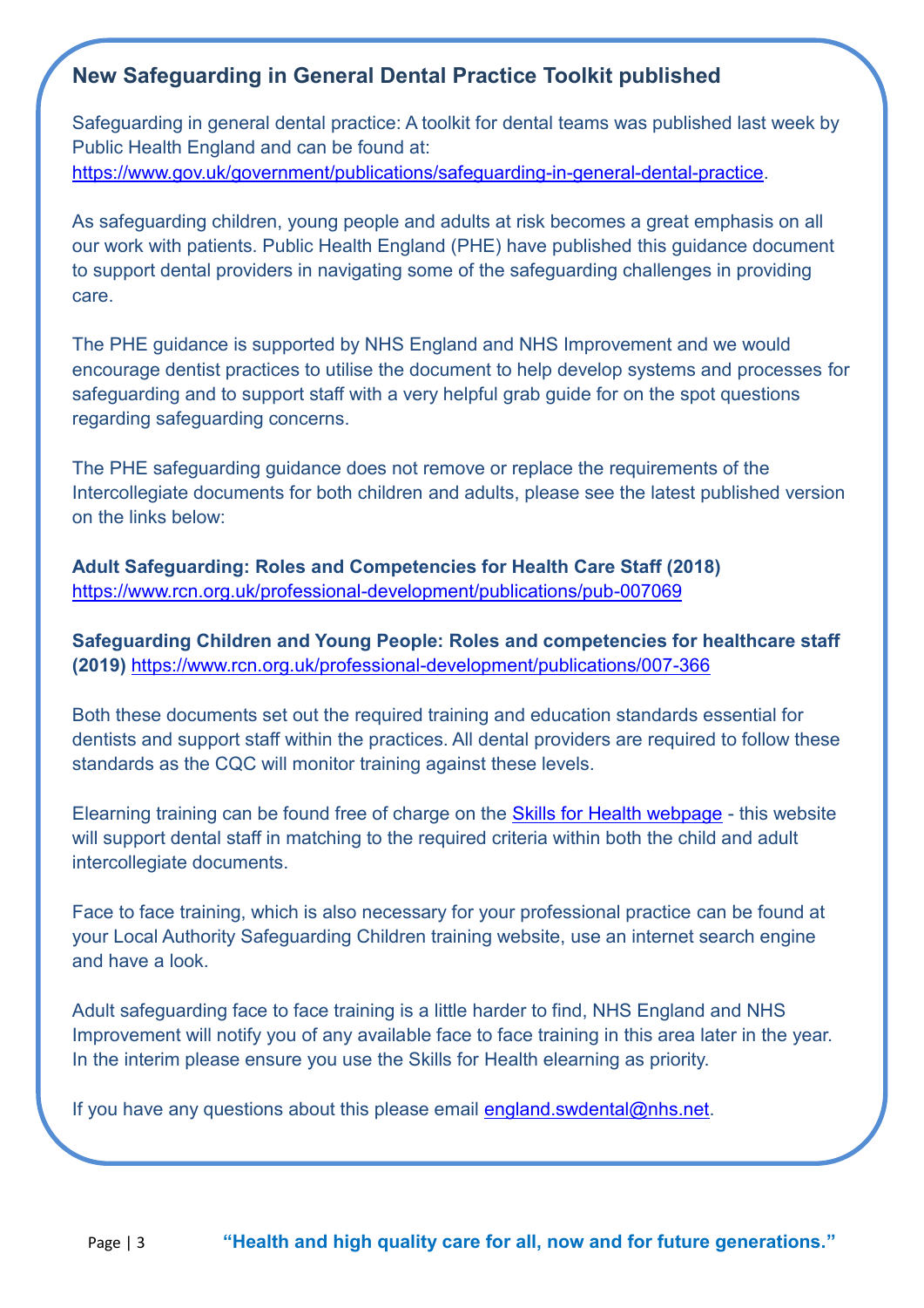## New Safeguarding in General Dental Practice Toolkit published

Safeguarding in general dental practice: A toolkit for dental teams was published last week by Public Health England and can be found at: https://www.gov.uk/government/publications/safeguarding-in-general-dental-practice.

As safeguarding children, young people and adults at risk becomes a great emphasis on all our work with patients. Public Health England (PHE) have published this guidance document to support dental providers in navigating some of the safeguarding challenges in providing care.

The PHE guidance is supported by NHS England and NHS Improvement and we would encourage dentist practices to utilise the document to help develop systems and processes for safeguarding and to support staff with a very helpful grab guide for on the spot questions regarding safeguarding concerns.

The PHE safeguarding guidance does not remove or replace the requirements of the Intercollegiate documents for both children and adults, please see the latest published version on the links below:

**Adult Safeguarding: Roles and Competencies for Health Care Staff (2018)**
https://www.rcn.org.uk/professional-development/publications/pub-007069

**Safeguarding Children and Young People: Roles and competencies for healthcare staff (2019)** https://www.rcn.org.uk/professional-development/publications/007-366

Both these documents set out the required training and education standards essential for dentists and support staff within the practices. All dental providers are required to follow these standards as the CQC will monitor training against these levels.

Elearning training can be found free of charge on the Skills for Health webpage - this website will support dental staff in matching to the required criteria within both the child and adult intercollegiate documents.

Face to face training, which is also necessary for your professional practice can be found at your Local Authority Safeguarding Children training website, use an internet search engine and have a look.

Adult safeguarding face to face training is a little harder to find, NHS England and NHS Improvement will notify you of any available face to face training in this area later in the year. In the interim please ensure you use the Skills for Health elearning as priority.

If you have any questions about this please email england.swdental@nhs.net.

**"Health and high quality care for all, now and for future generations."**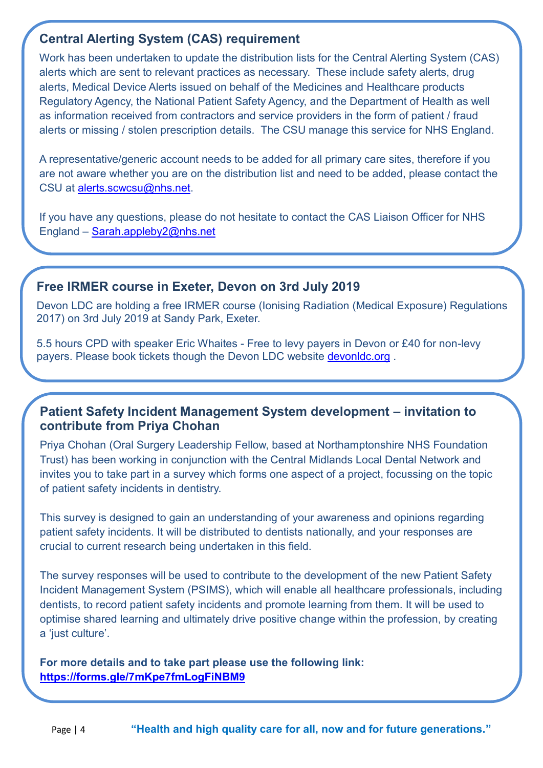## Central Alerting System (CAS) requirement

Work has been undertaken to update the distribution lists for the Central Alerting System (CAS) alerts which are sent to relevant practices as necessary. These include safety alerts, drug alerts, Medical Device Alerts issued on behalf of the Medicines and Healthcare products Regulatory Agency, the National Patient Safety Agency, and the Department of Health as well as information received from contractors and service providers in the form of patient / fraud alerts or missing / stolen prescription details. The CSU manage this service for NHS England.

A representative/generic account needs to be added for all primary care sites, therefore if you are not aware whether you are on the distribution list and need to be added, please contact the CSU at alerts.scwcsu@nhs.net.

If you have any questions, please do not hesitate to contact the CAS Liaison Officer for NHS England – Sarah.appleby2@nhs.net

## Free IRMER course in Exeter, Devon on 3rd July 2019

Devon LDC are holding a free IRMER course (Ionising Radiation (Medical Exposure) Regulations 2017) on 3rd July 2019 at Sandy Park, Exeter.

5.5 hours CPD with speaker Eric Whaites - Free to levy payers in Devon or £40 for non-levy payers. Please book tickets though the Devon LDC website devonldc.org .

## Patient Safety Incident Management System development – invitation to contribute from Priya Chohan

Priya Chohan (Oral Surgery Leadership Fellow, based at Northamptonshire NHS Foundation Trust) has been working in conjunction with the Central Midlands Local Dental Network and invites you to take part in a survey which forms one aspect of a project, focussing on the topic of patient safety incidents in dentistry.

This survey is designed to gain an understanding of your awareness and opinions regarding patient safety incidents. It will be distributed to dentists nationally, and your responses are crucial to current research being undertaken in this field.

The survey responses will be used to contribute to the development of the new Patient Safety Incident Management System (PSIMS), which will enable all healthcare professionals, including dentists, to record patient safety incidents and promote learning from them. It will be used to optimise shared learning and ultimately drive positive change within the profession, by creating a 'just culture'.

**For more details and to take part please use the following link:**
**https://forms.gle/7mKpe7fmLogFiNBM9**

**"Health and high quality care for all, now and for future generations."**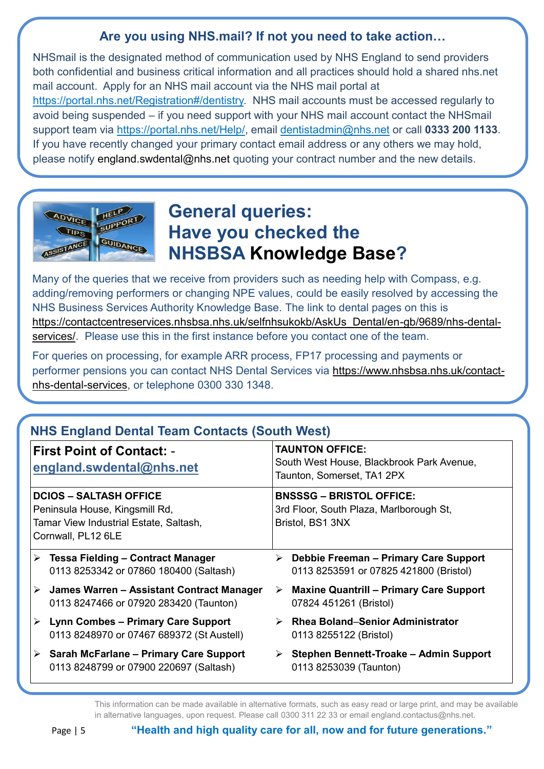## Are you using NHS.mail? If not you need to take action…

NHSmail is the designated method of communication used by NHS England to send providers both confidential and business critical information and all practices should hold a shared nhs.net mail account. Apply for an NHS mail account via the NHS mail portal at https://portal.nhs.net/Registration#/dentistry. NHS mail accounts must be accessed regularly to avoid being suspended – if you need support with your NHS mail account contact the NHSmail support team via https://portal.nhs.net/Help/, email dentistadmin@nhs.net or call **0333 200 1133**. If you have recently changed your primary contact email address or any others we may hold, please notify england.swdental@nhs.net quoting your contract number and the new details.

## General queries: Have you checked the NHSBSA Knowledge Base?

Many of the queries that we receive from providers such as needing help with Compass, e.g. adding/removing performers or changing NPE values, could be easily resolved by accessing the NHS Business Services Authority Knowledge Base. The link to dental pages on this is https://contactcentreservices.nhsbsa.nhs.uk/selfnhsukokb/AskUs_Dental/en-gb/9689/nhs-dental-services/. Please use this in the first instance before you contact one of the team.

For queries on processing, for example ARR process, FP17 processing and payments or performer pensions you can contact NHS Dental Services via https://www.nhsbsa.nhs.uk/contact-nhs-dental-services, or telephone 0300 330 1348.

## NHS England Dental Team Contacts (South West)

| | |
|---|---|
| **First Point of Contact:** - **england.swdental@nhs.net** | **TAUNTON OFFICE:** South West House, Blackbrook Park Avenue, Taunton, Somerset, TA1 2PX |
| **DCIOS – SALTASH OFFICE** Peninsula House, Kingsmill Rd, Tamar View Industrial Estate, Saltash, Cornwall, PL12 6LE | **BNSSSG – BRISTOL OFFICE:** 3rd Floor, South Plaza, Marlborough St, Bristol, BS1 3NX |

- **Tessa Fielding – Contract Manager** 0113 8253342 or 07860 180400 (Saltash)
- **James Warren – Assistant Contract Manager** 0113 8247466 or 07920 283420 (Taunton)
- **Lynn Combes – Primary Care Support** 0113 8248970 or 07467 689372 (St Austell)
- **Sarah McFarlane – Primary Care Support** 0113 8248799 or 07900 220697 (Saltash)
- **Debbie Freeman – Primary Care Support** 0113 8253591 or 07825 421800 (Bristol)
- **Maxine Quantrill – Primary Care Support** 07824 451261 (Bristol)
- **Rhea Boland–Senior Administrator** 0113 8255122 (Bristol)
- **Stephen Bennett-Troake – Admin Support** 0113 8253039 (Taunton)

This information can be made available in alternative formats, such as easy read or large print, and may be available in alternative languages, upon request. Please call 0300 311 22 33 or email england.contactus@nhs.net.

**"Health and high quality care for all, now and for future generations."**